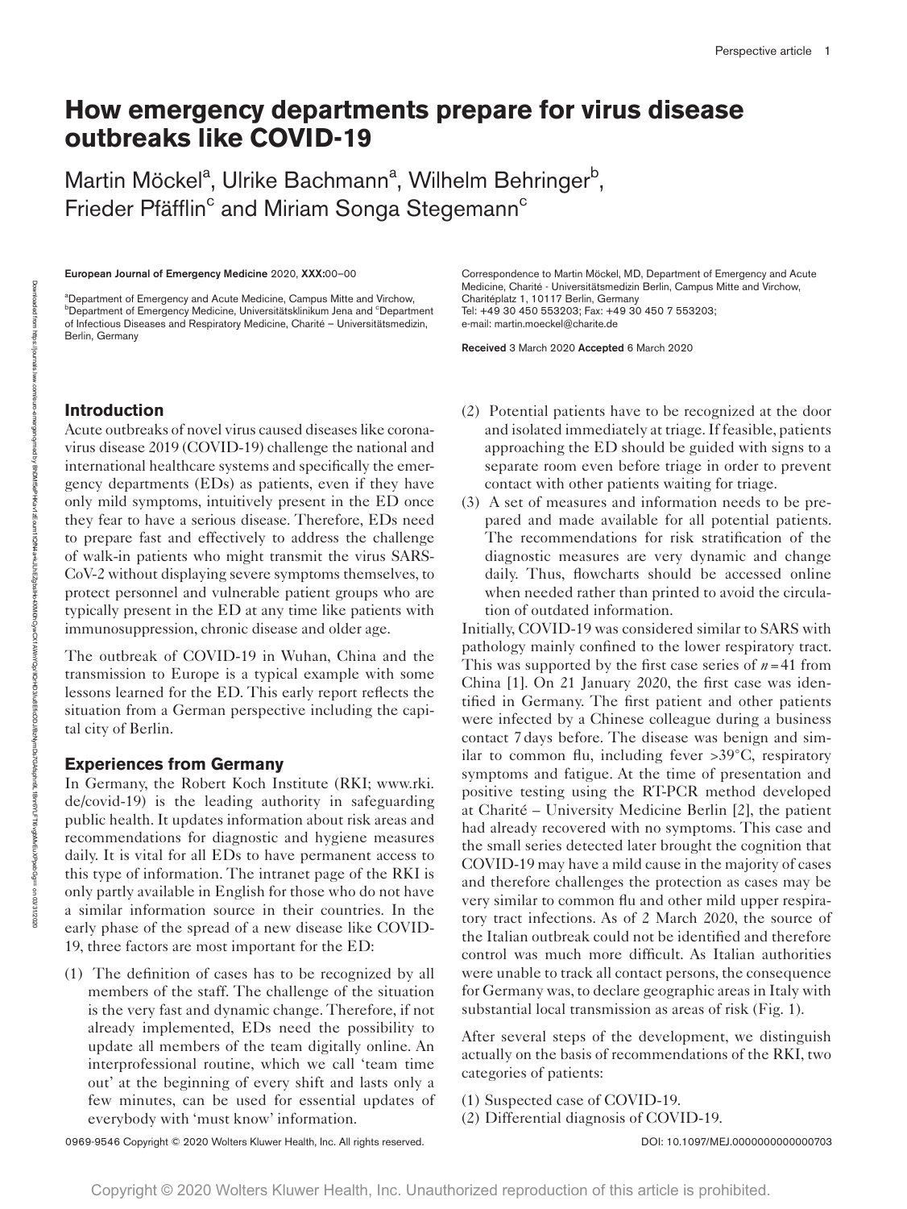# How emergency departments prepare for virus disease outbreaks like COVID-19

Martin Möckel[a], Ulrike Bachmann[a], Wilhelm Behringer[b], Frieder Pfäfflin[c] and Miriam Songa Stegemann[c]

European Journal of Emergency Medicine 2020, XXX:00–00

[a]Department of Emergency and Acute Medicine, Campus Mitte and Virchow, [b]Department of Emergency Medicine, Universitätsklinikum Jena and [c]Department of Infectious Diseases and Respiratory Medicine, Charité – Universitätsmedizin, Berlin, Germany

Correspondence to Martin Möckel, MD, Department of Emergency and Acute Medicine, Charité - Universitätsmedizin Berlin, Campus Mitte and Virchow, Chariteplatz 1, 10117 Berlin, Germany
Tel: +49 30 450 553203; Fax: +49 30 450 7 553203;
e-mail: martin.moeckel@charite.de

Received 3 March 2020 Accepted 6 March 2020

## Introduction

Acute outbreaks of novel virus caused diseases like coronavirus disease 2019 (COVID-19) challenge the national and international healthcare systems and specifically the emergency departments (EDs) as patients, even if they have only mild symptoms, intuitively present in the ED once they fear to have a serious disease. Therefore, EDs need to prepare fast and effectively to address the challenge of walk-in patients who might transmit the virus SARS-CoV-2 without displaying severe symptoms themselves, to protect personnel and vulnerable patient groups who are typically present in the ED at any time like patients with immunosuppression, chronic disease and older age.

The outbreak of COVID-19 in Wuhan, China and the transmission to Europe is a typical example with some lessons learned for the ED. This early report reflects the situation from a German perspective including the capital city of Berlin.

## Experiences from Germany

In Germany, the Robert Koch Institute (RKI; www.rki.de/covid-19) is the leading authority in safeguarding public health. It updates information about risk areas and recommendations for diagnostic and hygiene measures daily. It is vital for all EDs to have permanent access to this type of information. The intranet page of the RKI is only partly available in English for those who do not have a similar information source in their countries. In the early phase of the spread of a new disease like COVID-19, three factors are most important for the ED:

(1) The definition of cases has to be recognized by all members of the staff. The challenge of the situation is the very fast and dynamic change. Therefore, if not already implemented, EDs need the possibility to update all members of the team digitally online. An interprofessional routine, which we call 'team time out' at the beginning of every shift and lasts only a few minutes, can be used for essential updates of everybody with 'must know' information.
(2) Potential patients have to be recognized at the door and isolated immediately at triage. If feasible, patients approaching the ED should be guided with signs to a separate room even before triage in order to prevent contact with other patients waiting for triage.
(3) A set of measures and information needs to be prepared and made available for all potential patients. The recommendations for risk stratification of the diagnostic measures are very dynamic and change daily. Thus, flowcharts should be accessed online when needed rather than printed to avoid the circulation of outdated information.

Initially, COVID-19 was considered similar to SARS with pathology mainly confined to the lower respiratory tract. This was supported by the first case series of $n = 41$ from China [1]. On 21 January 2020, the first case was identified in Germany. The first patient and other patients were infected by a Chinese colleague during a business contact 7 days before. The disease was benign and similar to common flu, including fever >39°C, respiratory symptoms and fatigue. At the time of presentation and positive testing using the RT-PCR method developed at Charité – University Medicine Berlin [2], the patient had already recovered with no symptoms. This case and the small series detected later brought the cognition that COVID-19 may have a mild cause in the majority of cases and therefore challenges the protection as cases may be very similar to common flu and other mild upper respiratory tract infections. As of 2 March 2020, the source of the Italian outbreak could not be identified and therefore control was much more difficult. As Italian authorities were unable to track all contact persons, the consequence for Germany was, to declare geographic areas in Italy with substantial local transmission as areas of risk (Fig. 1).

After several steps of the development, we distinguish actually on the basis of recommendations of the RKI, two categories of patients:

(1) Suspected case of COVID-19.
(2) Differential diagnosis of COVID-19.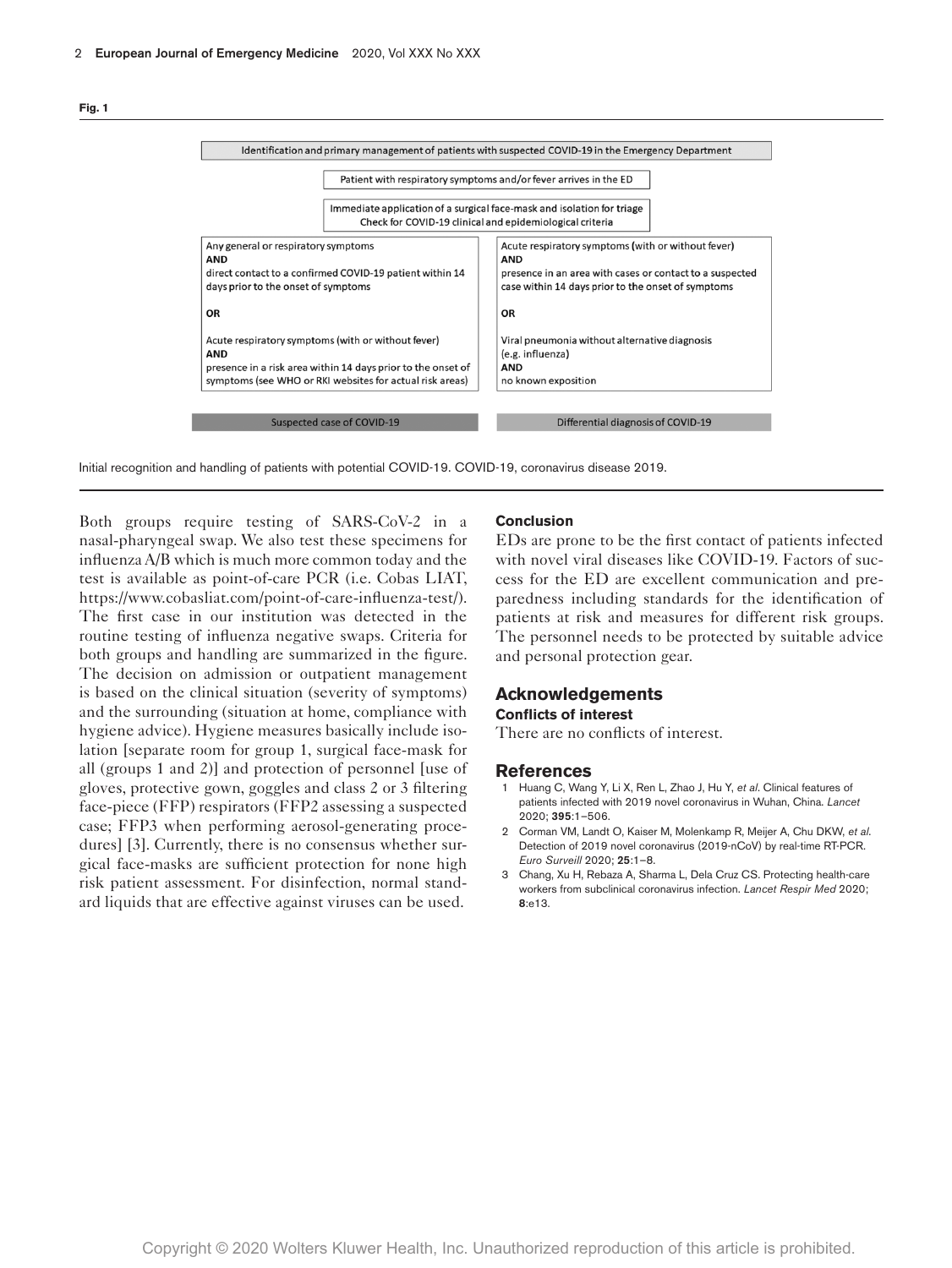**Fig. 1**

Identification and primary management of patients with suspected COVID-19 in the Emergency Department

Patient with respiratory symptoms and/or fever arrives in the ED

Immediate application of a surgical face-mask and isolation for triage
Check for COVID-19 clinical and epidemiological criteria

Any general or respiratory symptoms
**AND**
direct contact to a confirmed COVID-19 patient within 14 days prior to the onset of symptoms

**OR**

Acute respiratory symptoms (with or without fever)
**AND**
presence in a risk area within 14 days prior to the onset of symptoms (see WHO or RKI websites for actual risk areas)

Acute respiratory symptoms (with or without fever)
**AND**
presence in an area with cases or contact to a suspected case within 14 days prior to the onset of symptoms

**OR**

Viral pneumonia without alternative diagnosis (e.g. influenza)
**AND**
no known exposition

Suspected case of COVID-19

Differential diagnosis of COVID-19

Initial recognition and handling of patients with potential COVID-19. COVID-19, coronavirus disease 2019.

Both groups require testing of SARS-CoV-2 in a nasal-pharyngeal swap. We also test these specimens for influenza A/B which is much more common today and the test is available as point-of-care PCR (i.e. Cobas LIAT, https://www.cobasliat.com/point-of-care-influenza-test/). The first case in our institution was detected in the routine testing of influenza negative swaps. Criteria for both groups and handling are summarized in the figure. The decision on admission or outpatient management is based on the clinical situation (severity of symptoms) and the surrounding (situation at home, compliance with hygiene advice). Hygiene measures basically include isolation [separate room for group 1, surgical face-mask for all (groups 1 and 2)] and protection of personnel [use of gloves, protective gown, goggles and class 2 or 3 filtering face-piece (FFP) respirators (FFP2 assessing a suspected case; FFP3 when performing aerosol-generating procedures] [3]. Currently, there is no consensus whether surgical face-masks are sufficient protection for none high risk patient assessment. For disinfection, normal standard liquids that are effective against viruses can be used.

### Conclusion

EDs are prone to be the first contact of patients infected with novel viral diseases like COVID-19. Factors of success for the ED are excellent communication and preparedness including standards for the identification of patients at risk and measures for different risk groups. The personnel needs to be protected by suitable advice and personal protection gear.

## Acknowledgements

### Conflicts of interest

There are no conflicts of interest.

## References

1. Huang C, Wang Y, Li X, Ren L, Zhao J, Hu Y, *et al*. Clinical features of patients infected with 2019 novel coronavirus in Wuhan, China. *Lancet* 2020; **395**:1–506.
2. Corman VM, Landt O, Kaiser M, Molenkamp R, Meijer A, Chu DKW, *et al*. Detection of 2019 novel coronavirus (2019-nCoV) by real-time RT-PCR. *Euro Surveill* 2020; **25**:1–8.
3. Chang, Xu H, Rebaza A, Sharma L, Dela Cruz CS. Protecting health-care workers from subclinical coronavirus infection. *Lancet Respir Med* 2020; **8**:e13.

Copyright © 2020 Wolters Kluwer Health, Inc. Unauthorized reproduction of this article is prohibited.